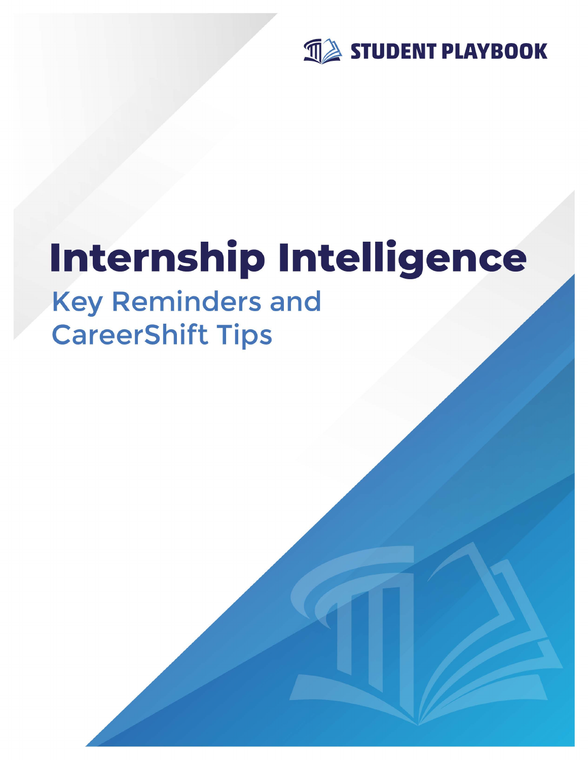STUDENT PLAYBOOK

# Internship Intelligence

## Key Reminders and CareerShift Tips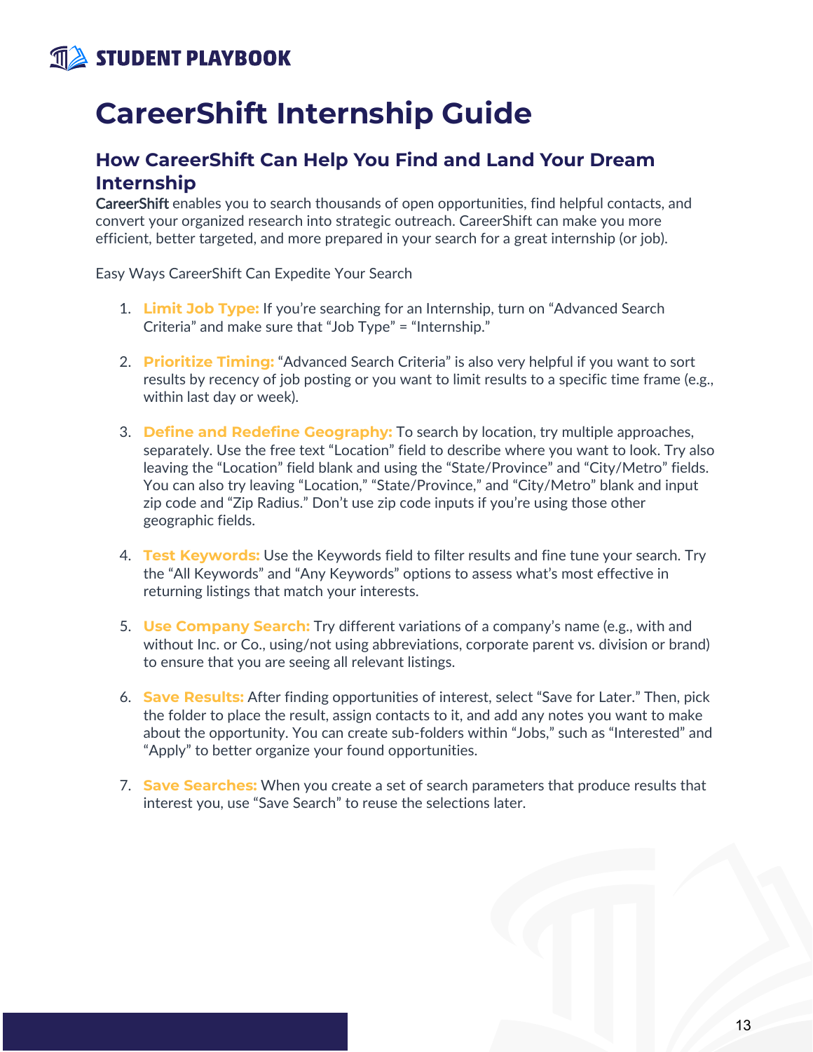# CareerShift Internship Guide

## How CareerShift Can Help You Find and Land Your Dream Internship

CareerShift enables you to search thousands of open opportunities, find helpful contacts, and convert your organized research into strategic outreach. CareerShift can make you more efficient, better targeted, and more prepared in your search for a great internship (or job).

Easy Ways CareerShift Can Expedite Your Search

1. **Limit Job Type:** If you're searching for an Internship, turn on "Advanced Search Criteria" and make sure that "Job Type" = "Internship."

2. **Prioritize Timing:** "Advanced Search Criteria" is also very helpful if you want to sort results by recency of job posting or you want to limit results to a specific time frame (e.g., within last day or week).

3. **Define and Redefine Geography:** To search by location, try multiple approaches, separately. Use the free text "Location" field to describe where you want to look. Try also leaving the "Location" field blank and using the "State/Province" and "City/Metro" fields. You can also try leaving "Location," "State/Province," and "City/Metro" blank and input zip code and "Zip Radius." Don't use zip code inputs if you're using those other geographic fields.

4. **Test Keywords:** Use the Keywords field to filter results and fine tune your search. Try the "All Keywords" and "Any Keywords" options to assess what's most effective in returning listings that match your interests.

5. **Use Company Search:** Try different variations of a company's name (e.g., with and without Inc. or Co., using/not using abbreviations, corporate parent vs. division or brand) to ensure that you are seeing all relevant listings.

6. **Save Results:** After finding opportunities of interest, select "Save for Later." Then, pick the folder to place the result, assign contacts to it, and add any notes you want to make about the opportunity. You can create sub-folders within "Jobs," such as "Interested" and "Apply" to better organize your found opportunities.

7. **Save Searches:** When you create a set of search parameters that produce results that interest you, use "Save Search" to reuse the selections later.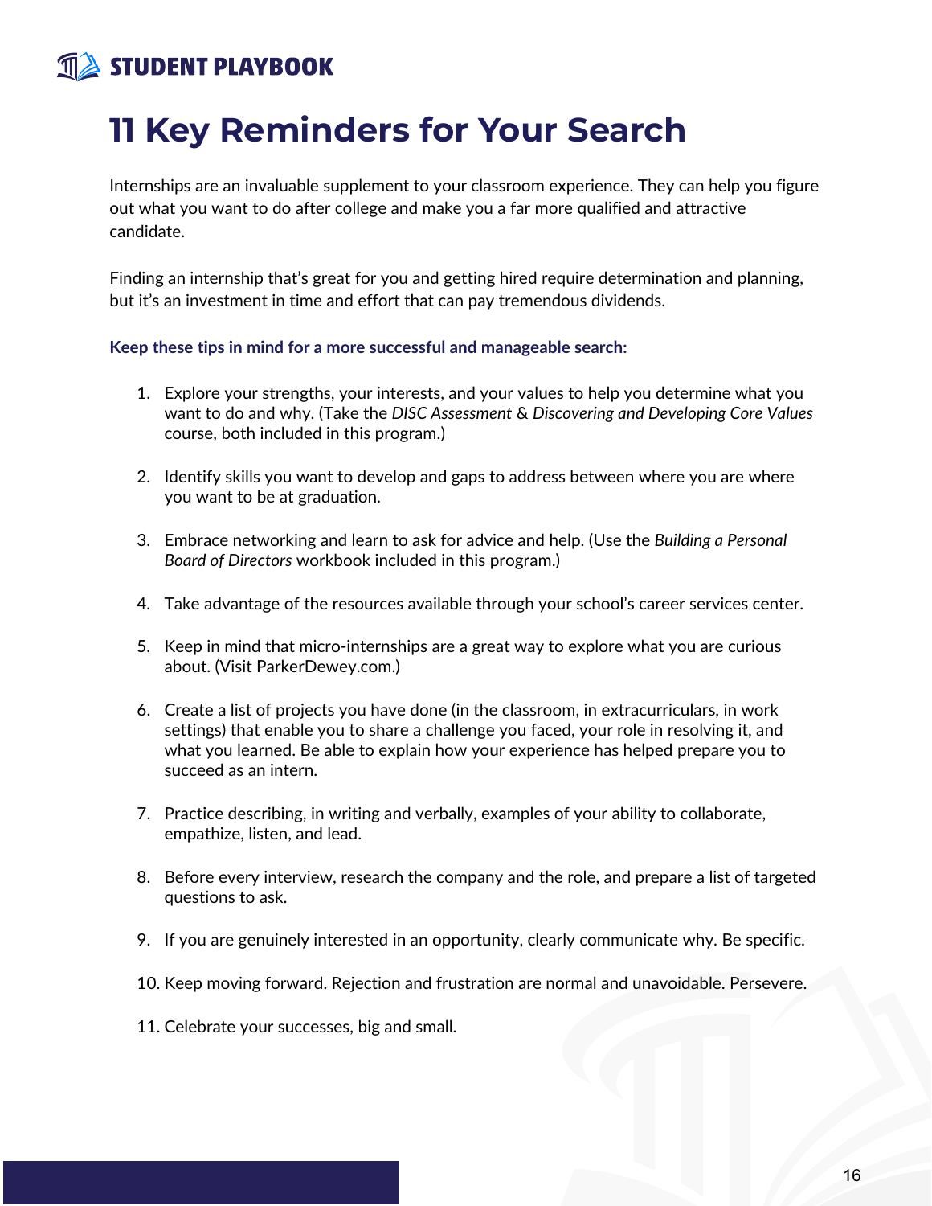# 11 Key Reminders for Your Search

Internships are an invaluable supplement to your classroom experience. They can help you figure out what you want to do after college and make you a far more qualified and attractive candidate.

Finding an internship that's great for you and getting hired require determination and planning, but it's an investment in time and effort that can pay tremendous dividends.

**Keep these tips in mind for a more successful and manageable search:**

1. Explore your strengths, your interests, and your values to help you determine what you want to do and why. (Take the *DISC Assessment* & *Discovering and Developing Core Values* course, both included in this program.)

2. Identify skills you want to develop and gaps to address between where you are where you want to be at graduation.

3. Embrace networking and learn to ask for advice and help. (Use the *Building a Personal Board of Directors* workbook included in this program.)

4. Take advantage of the resources available through your school's career services center.

5. Keep in mind that micro-internships are a great way to explore what you are curious about. (Visit ParkerDewey.com.)

6. Create a list of projects you have done (in the classroom, in extracurriculars, in work settings) that enable you to share a challenge you faced, your role in resolving it, and what you learned. Be able to explain how your experience has helped prepare you to succeed as an intern.

7. Practice describing, in writing and verbally, examples of your ability to collaborate, empathize, listen, and lead.

8. Before every interview, research the company and the role, and prepare a list of targeted questions to ask.

9. If you are genuinely interested in an opportunity, clearly communicate why. Be specific.

10. Keep moving forward. Rejection and frustration are normal and unavoidable. Persevere.

11. Celebrate your successes, big and small.